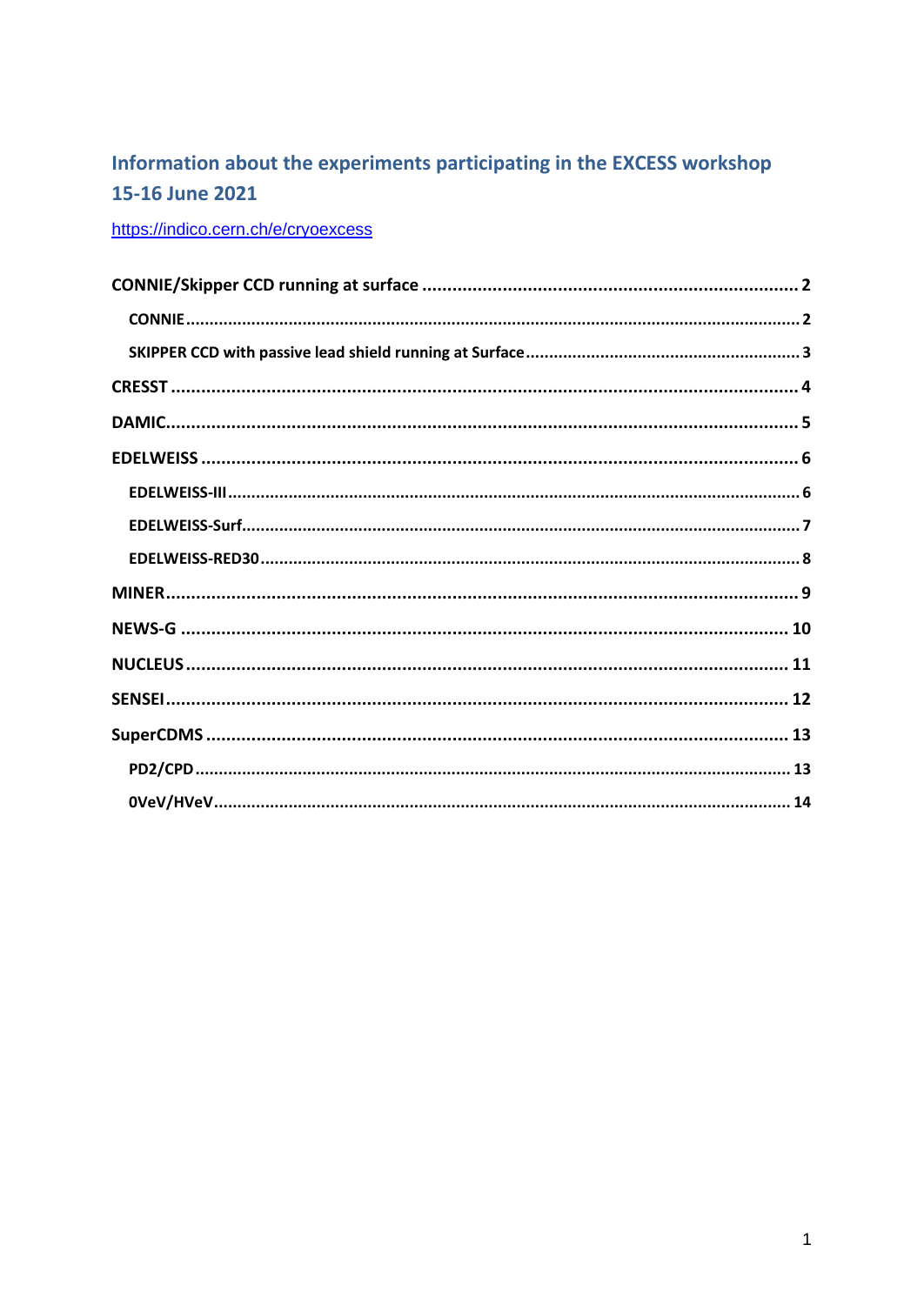# Information about the experiments participating in the EXCESS workshop 15-16 June 2021

https://indico.cern.ch/e/cryoexcess

- **CONNIE/Skipper CCD running at surface** .......... 2
  - **CONNIE** .......... 2
  - **SKIPPER CCD with passive lead shield running at Surface** .......... 3
- **CRESST** .......... 4
- **DAMIC** .......... 5
- **EDELWEISS** .......... 6
  - **EDELWEISS-III** .......... 6
  - **EDELWEISS-Surf** .......... 7
  - **EDELWEISS-RED30** .......... 8
- **MINER** .......... 9
- **NEWS-G** .......... 10
- **NUCLEUS** .......... 11
- **SENSEI** .......... 12
- **SuperCDMS** .......... 13
  - **PD2/CPD** .......... 13
  - **0VeV/HVeV** .......... 14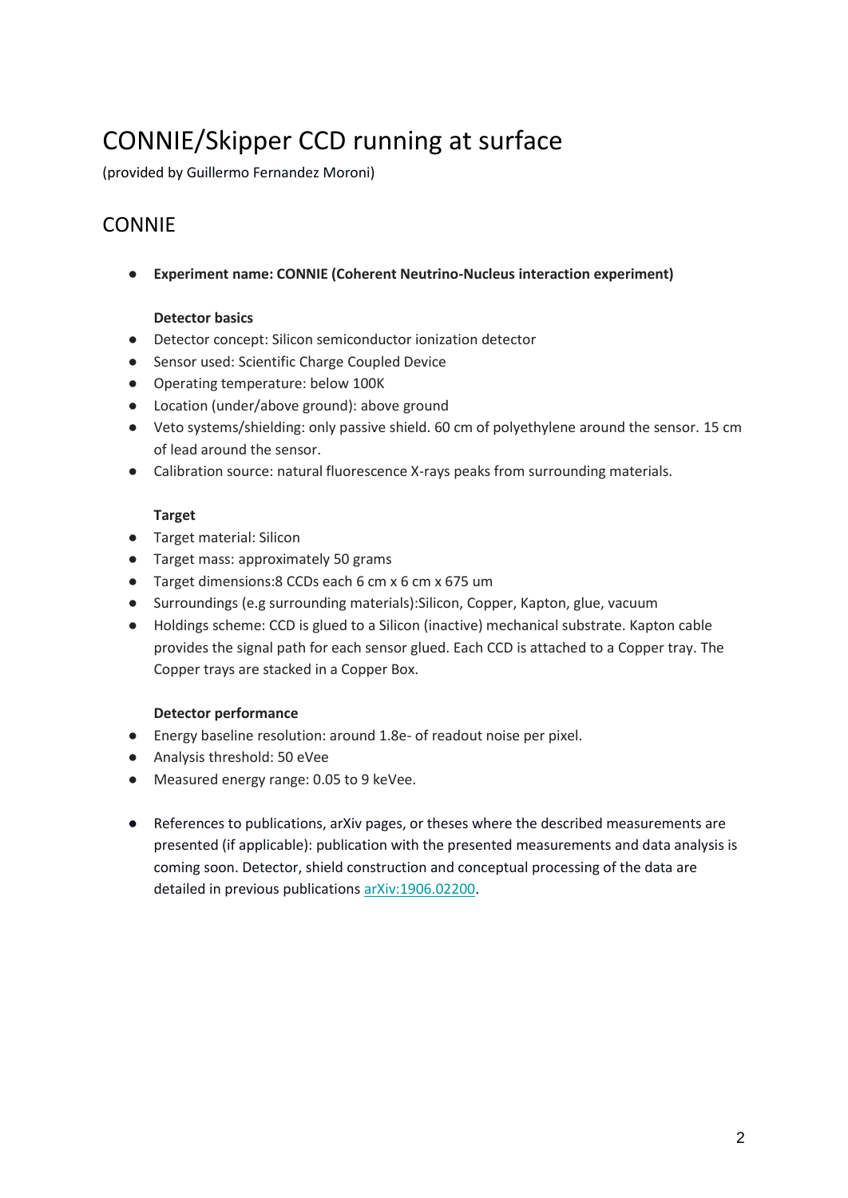# CONNIE/Skipper CCD running at surface

(provided by Guillermo Fernandez Moroni)

## CONNIE

- **Experiment name: CONNIE (Coherent Neutrino-Nucleus interaction experiment)**

  **Detector basics**

- Detector concept: Silicon semiconductor ionization detector
- Sensor used: Scientific Charge Coupled Device
- Operating temperature: below 100K
- Location (under/above ground): above ground
- Veto systems/shielding: only passive shield. 60 cm of polyethylene around the sensor. 15 cm of lead around the sensor.
- Calibration source: natural fluorescence X-rays peaks from surrounding materials.

  **Target**

- Target material: Silicon
- Target mass: approximately 50 grams
- Target dimensions:8 CCDs each 6 cm x 6 cm x 675 um
- Surroundings (e.g surrounding materials):Silicon, Copper, Kapton, glue, vacuum
- Holdings scheme: CCD is glued to a Silicon (inactive) mechanical substrate. Kapton cable provides the signal path for each sensor glued. Each CCD is attached to a Copper tray. The Copper trays are stacked in a Copper Box.

  **Detector performance**

- Energy baseline resolution: around 1.8e- of readout noise per pixel.
- Analysis threshold: 50 eVee
- Measured energy range: 0.05 to 9 keVee.

- References to publications, arXiv pages, or theses where the described measurements are presented (if applicable): publication with the presented measurements and data analysis is coming soon. Detector, shield construction and conceptual processing of the data are detailed in previous publications [arXiv:1906.02200](https://arxiv.org/abs/1906.02200).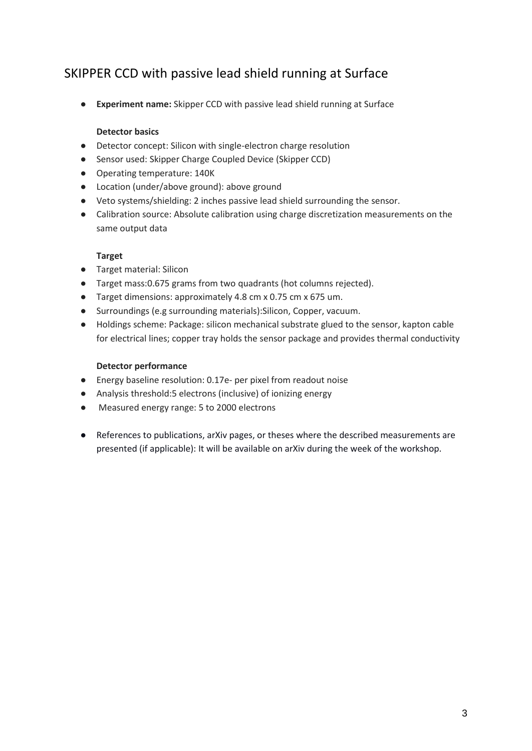## SKIPPER CCD with passive lead shield running at Surface

- **Experiment name:** Skipper CCD with passive lead shield running at Surface

  **Detector basics**
- Detector concept: Silicon with single-electron charge resolution
- Sensor used: Skipper Charge Coupled Device (Skipper CCD)
- Operating temperature: 140K
- Location (under/above ground): above ground
- Veto systems/shielding: 2 inches passive lead shield surrounding the sensor.
- Calibration source: Absolute calibration using charge discretization measurements on the same output data

  **Target**
- Target material: Silicon
- Target mass:0.675 grams from two quadrants (hot columns rejected).
- Target dimensions: approximately 4.8 cm x 0.75 cm x 675 um.
- Surroundings (e.g surrounding materials):Silicon, Copper, vacuum.
- Holdings scheme: Package: silicon mechanical substrate glued to the sensor, kapton cable for electrical lines; copper tray holds the sensor package and provides thermal conductivity

  **Detector performance**
- Energy baseline resolution: 0.17e- per pixel from readout noise
- Analysis threshold:5 electrons (inclusive) of ionizing energy
- Measured energy range: 5 to 2000 electrons

- References to publications, arXiv pages, or theses where the described measurements are presented (if applicable): It will be available on arXiv during the week of the workshop.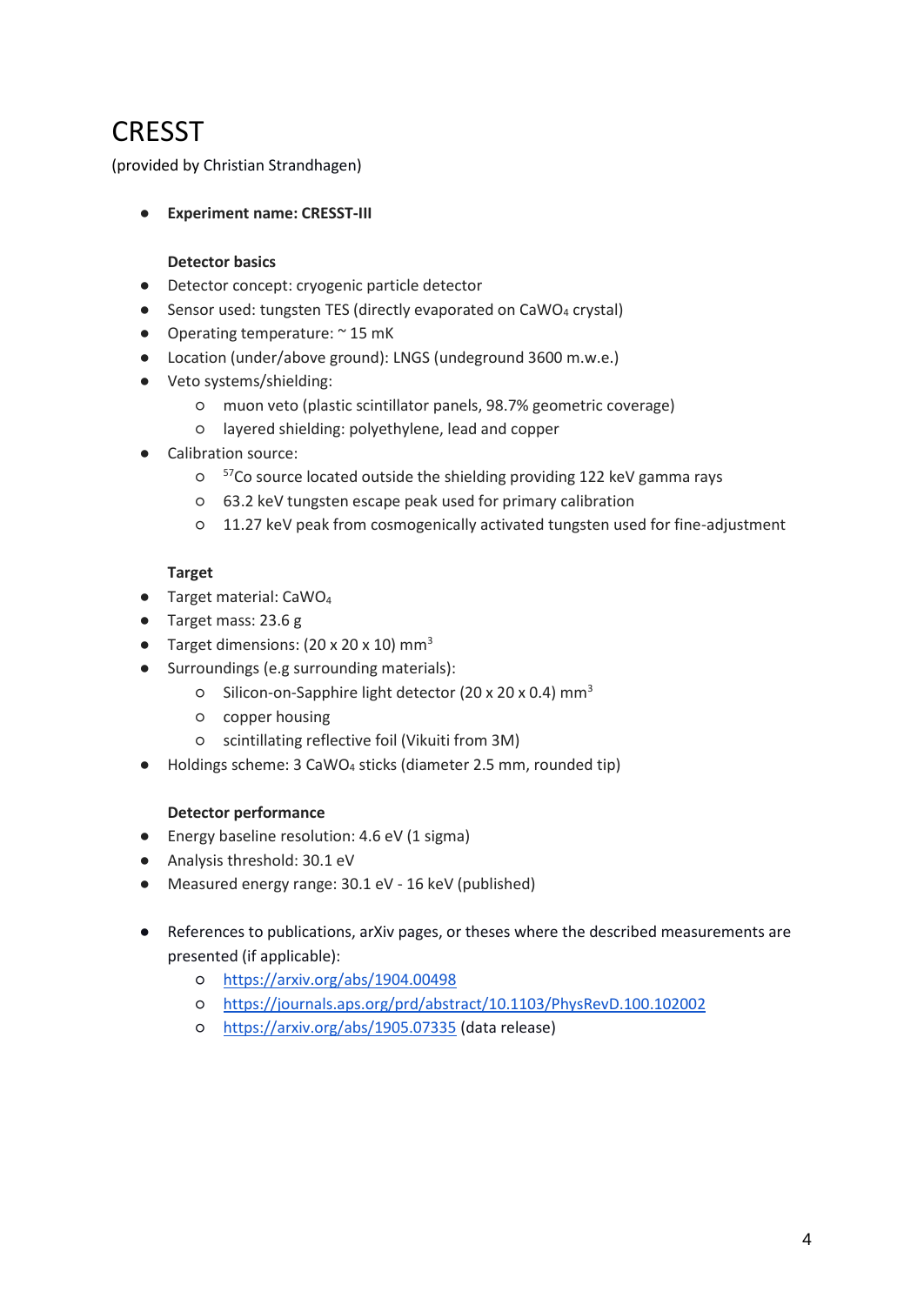# CRESST

(provided by Christian Strandhagen)

- **Experiment name: CRESST-III**

**Detector basics**

- Detector concept: cryogenic particle detector
- Sensor used: tungsten TES (directly evaporated on $CaWO_4$ crystal)
- Operating temperature: ~ 15 mK
- Location (under/above ground): LNGS (undeground 3600 m.w.e.)
- Veto systems/shielding:
  - muon veto (plastic scintillator panels, 98.7% geometric coverage)
  - layered shielding: polyethylene, lead and copper
- Calibration source:
  - $^{57}$Co source located outside the shielding providing 122 keV gamma rays
  - 63.2 keV tungsten escape peak used for primary calibration
  - 11.27 keV peak from cosmogenically activated tungsten used for fine-adjustment

**Target**

- Target material: $CaWO_4$
- Target mass: 23.6 g
- Target dimensions: (20 x 20 x 10) mm$^3$
- Surroundings (e.g surrounding materials):
  - Silicon-on-Sapphire light detector (20 x 20 x 0.4) mm$^3$
  - copper housing
  - scintillating reflective foil (Vikuiti from 3M)
- Holdings scheme: 3 $CaWO_4$ sticks (diameter 2.5 mm, rounded tip)

**Detector performance**

- Energy baseline resolution: 4.6 eV (1 sigma)
- Analysis threshold: 30.1 eV
- Measured energy range: 30.1 eV - 16 keV (published)

- References to publications, arXiv pages, or theses where the described measurements are presented (if applicable):
  - https://arxiv.org/abs/1904.00498
  - https://journals.aps.org/prd/abstract/10.1103/PhysRevD.100.102002
  - https://arxiv.org/abs/1905.07335 (data release)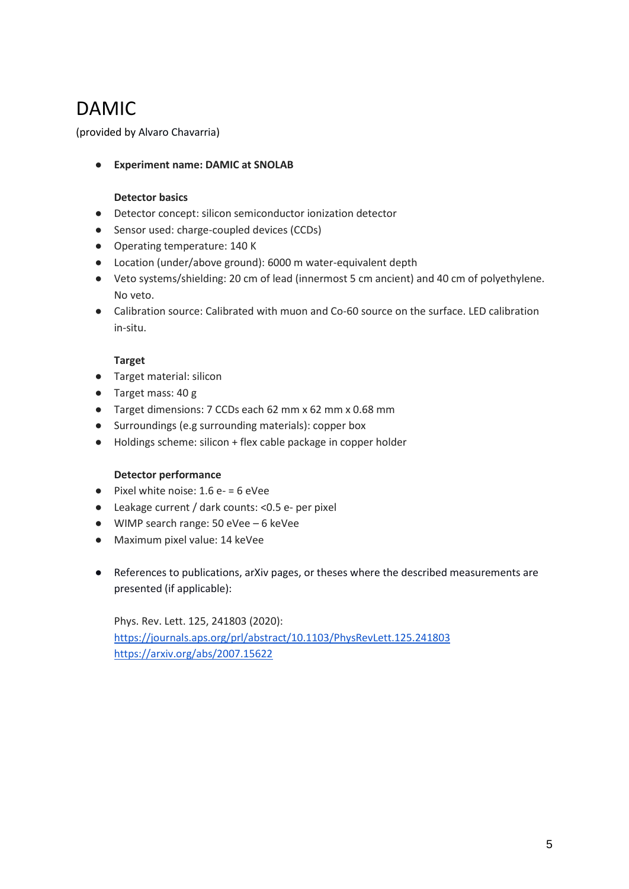# DAMIC

(provided by Alvaro Chavarria)

- **Experiment name: DAMIC at SNOLAB**

  **Detector basics**

- Detector concept: silicon semiconductor ionization detector
- Sensor used: charge-coupled devices (CCDs)
- Operating temperature: 140 K
- Location (under/above ground): 6000 m water-equivalent depth
- Veto systems/shielding: 20 cm of lead (innermost 5 cm ancient) and 40 cm of polyethylene. No veto.
- Calibration source: Calibrated with muon and Co-60 source on the surface. LED calibration in-situ.

  **Target**

- Target material: silicon
- Target mass: 40 g
- Target dimensions: 7 CCDs each 62 mm x 62 mm x 0.68 mm
- Surroundings (e.g surrounding materials): copper box
- Holdings scheme: silicon + flex cable package in copper holder

  **Detector performance**

- Pixel white noise: 1.6 e- = 6 eVee
- Leakage current / dark counts: <0.5 e- per pixel
- WIMP search range: 50 eVee – 6 keVee
- Maximum pixel value: 14 keVee

- References to publications, arXiv pages, or theses where the described measurements are presented (if applicable):

  Phys. Rev. Lett. 125, 241803 (2020):
  https://journals.aps.org/prl/abstract/10.1103/PhysRevLett.125.241803
  https://arxiv.org/abs/2007.15622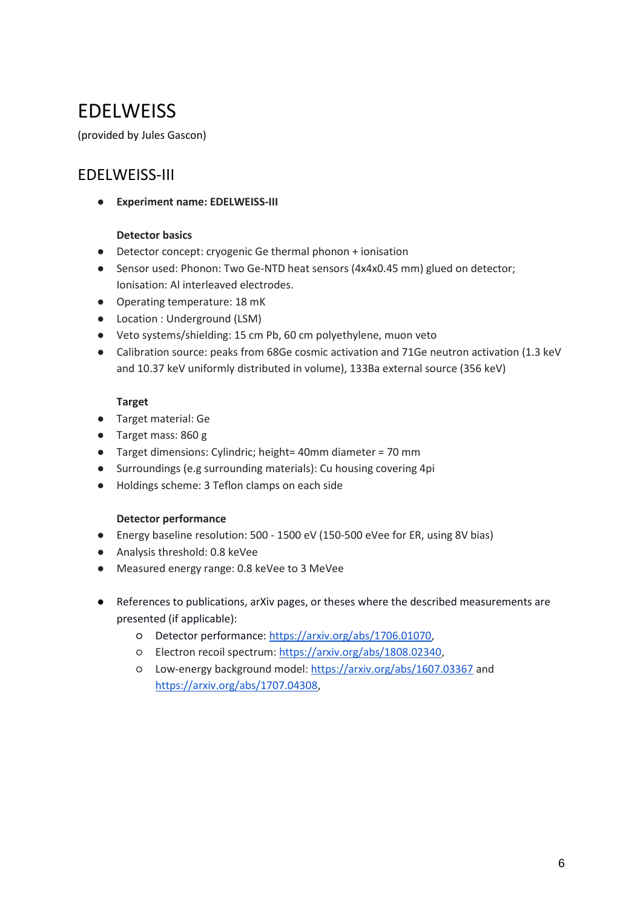# EDELWEISS

(provided by Jules Gascon)

## EDELWEISS-III

- **Experiment name: EDELWEISS-III**

  **Detector basics**
- Detector concept: cryogenic Ge thermal phonon + ionisation
- Sensor used: Phonon: Two Ge-NTD heat sensors (4x4x0.45 mm) glued on detector; Ionisation: Al interleaved electrodes.
- Operating temperature: 18 mK
- Location : Underground (LSM)
- Veto systems/shielding: 15 cm Pb, 60 cm polyethylene, muon veto
- Calibration source: peaks from 68Ge cosmic activation and 71Ge neutron activation (1.3 keV and 10.37 keV uniformly distributed in volume), 133Ba external source (356 keV)

  **Target**
- Target material: Ge
- Target mass: 860 g
- Target dimensions: Cylindric; height= 40mm diameter = 70 mm
- Surroundings (e.g surrounding materials): Cu housing covering 4pi
- Holdings scheme: 3 Teflon clamps on each side

  **Detector performance**
- Energy baseline resolution: 500 - 1500 eV (150-500 eVee for ER, using 8V bias)
- Analysis threshold: 0.8 keVee
- Measured energy range: 0.8 keVee to 3 MeVee

- References to publications, arXiv pages, or theses where the described measurements are presented (if applicable):
  - Detector performance: https://arxiv.org/abs/1706.01070,
  - Electron recoil spectrum: https://arxiv.org/abs/1808.02340,
  - Low-energy background model: https://arxiv.org/abs/1607.03367 and https://arxiv.org/abs/1707.04308,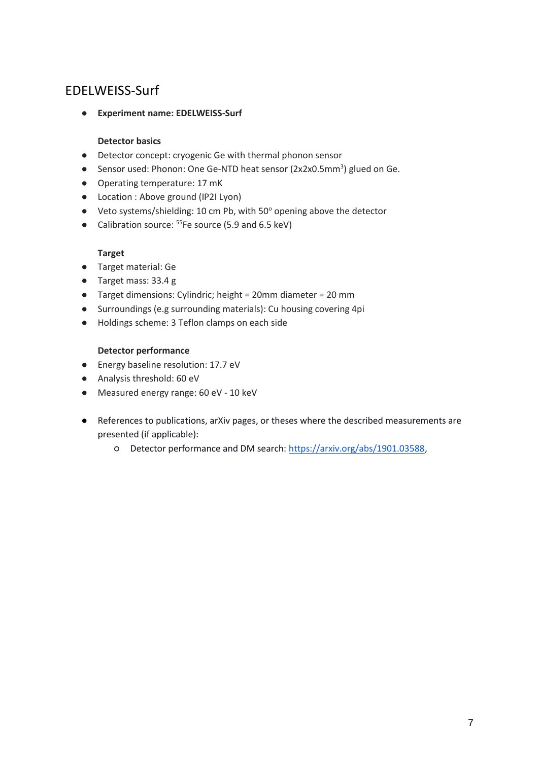## EDELWEISS-Surf

- **Experiment name: EDELWEISS-Surf**

**Detector basics**

- Detector concept: cryogenic Ge with thermal phonon sensor
- Sensor used: Phonon: One Ge-NTD heat sensor (2x2x0.5mm$^3$) glued on Ge.
- Operating temperature: 17 mK
- Location : Above ground (IP2I Lyon)
- Veto systems/shielding: 10 cm Pb, with 50$^o$ opening above the detector
- Calibration source: $^{55}$Fe source (5.9 and 6.5 keV)

**Target**

- Target material: Ge
- Target mass: 33.4 g
- Target dimensions: Cylindric; height = 20mm diameter = 20 mm
- Surroundings (e.g surrounding materials): Cu housing covering 4pi
- Holdings scheme: 3 Teflon clamps on each side

**Detector performance**

- Energy baseline resolution: 17.7 eV
- Analysis threshold: 60 eV
- Measured energy range: 60 eV - 10 keV

- References to publications, arXiv pages, or theses where the described measurements are presented (if applicable):
  - Detector performance and DM search: https://arxiv.org/abs/1901.03588,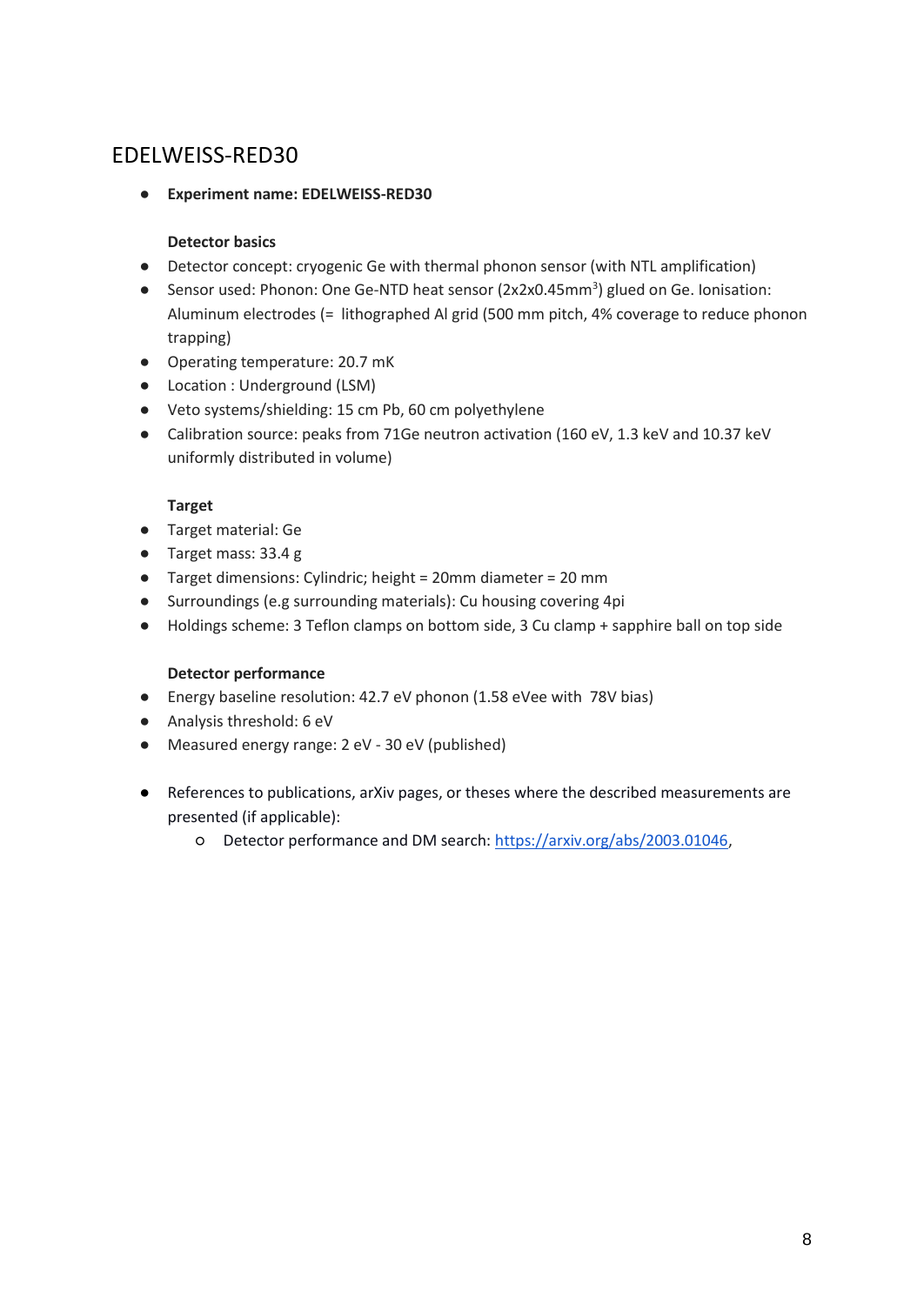## EDELWEISS-RED30

- **Experiment name: EDELWEISS-RED30**

  **Detector basics**
- Detector concept: cryogenic Ge with thermal phonon sensor (with NTL amplification)
- Sensor used: Phonon: One Ge-NTD heat sensor (2x2x0.45mm$^3$) glued on Ge. Ionisation: Aluminum electrodes (= lithographed Al grid (500 mm pitch, 4% coverage to reduce phonon trapping)
- Operating temperature: 20.7 mK
- Location : Underground (LSM)
- Veto systems/shielding: 15 cm Pb, 60 cm polyethylene
- Calibration source: peaks from 71Ge neutron activation (160 eV, 1.3 keV and 10.37 keV uniformly distributed in volume)

  **Target**
- Target material: Ge
- Target mass: 33.4 g
- Target dimensions: Cylindric; height = 20mm diameter = 20 mm
- Surroundings (e.g surrounding materials): Cu housing covering 4pi
- Holdings scheme: 3 Teflon clamps on bottom side, 3 Cu clamp + sapphire ball on top side

  **Detector performance**
- Energy baseline resolution: 42.7 eV phonon (1.58 eVee with 78V bias)
- Analysis threshold: 6 eV
- Measured energy range: 2 eV - 30 eV (published)

- References to publications, arXiv pages, or theses where the described measurements are presented (if applicable):
  - Detector performance and DM search: https://arxiv.org/abs/2003.01046,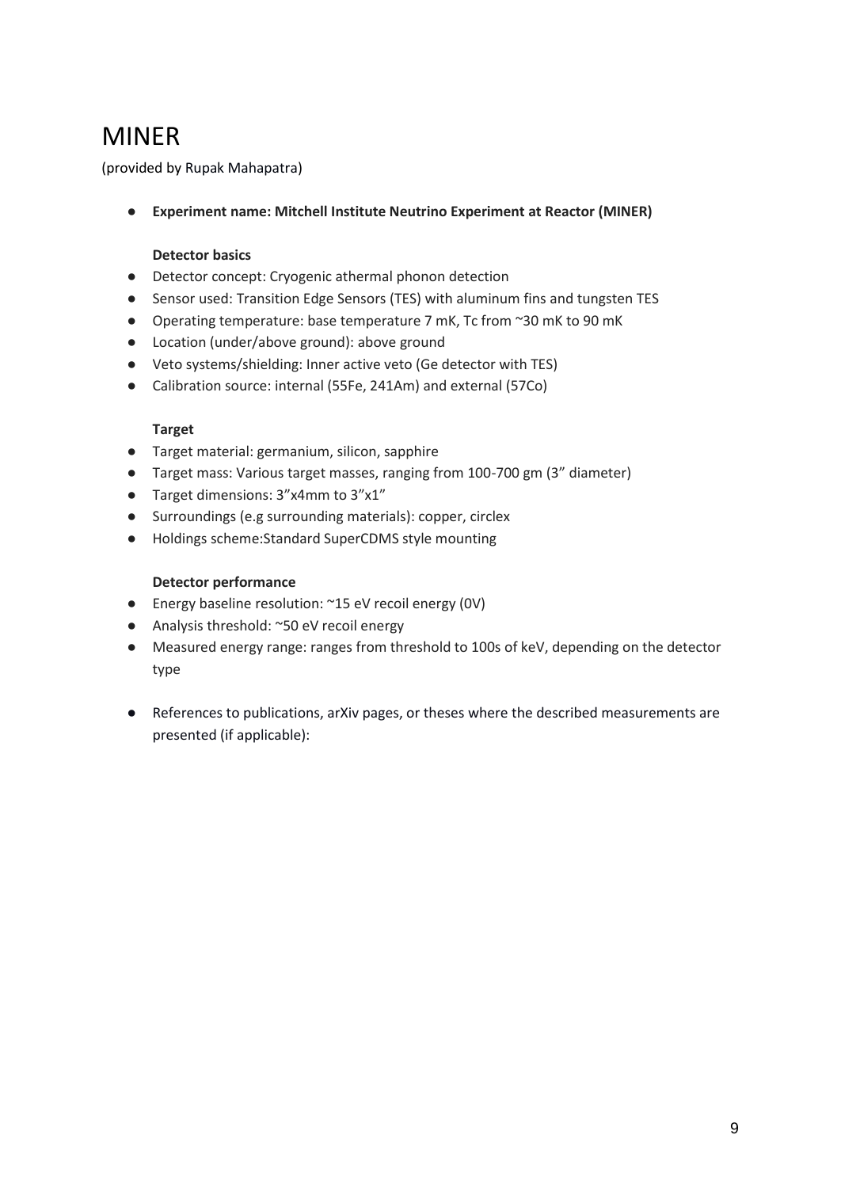# MINER

(provided by Rupak Mahapatra)

- **Experiment name: Mitchell Institute Neutrino Experiment at Reactor (MINER)**

  **Detector basics**

- Detector concept: Cryogenic athermal phonon detection
- Sensor used: Transition Edge Sensors (TES) with aluminum fins and tungsten TES
- Operating temperature: base temperature 7 mK, Tc from ~30 mK to 90 mK
- Location (under/above ground): above ground
- Veto systems/shielding: Inner active veto (Ge detector with TES)
- Calibration source: internal (55Fe, 241Am) and external (57Co)

  **Target**

- Target material: germanium, silicon, sapphire
- Target mass: Various target masses, ranging from 100-700 gm (3" diameter)
- Target dimensions: 3"x4mm to 3"x1"
- Surroundings (e.g surrounding materials): copper, circlex
- Holdings scheme:Standard SuperCDMS style mounting

  **Detector performance**

- Energy baseline resolution: ~15 eV recoil energy (0V)
- Analysis threshold: ~50 eV recoil energy
- Measured energy range: ranges from threshold to 100s of keV, depending on the detector type

- References to publications, arXiv pages, or theses where the described measurements are presented (if applicable):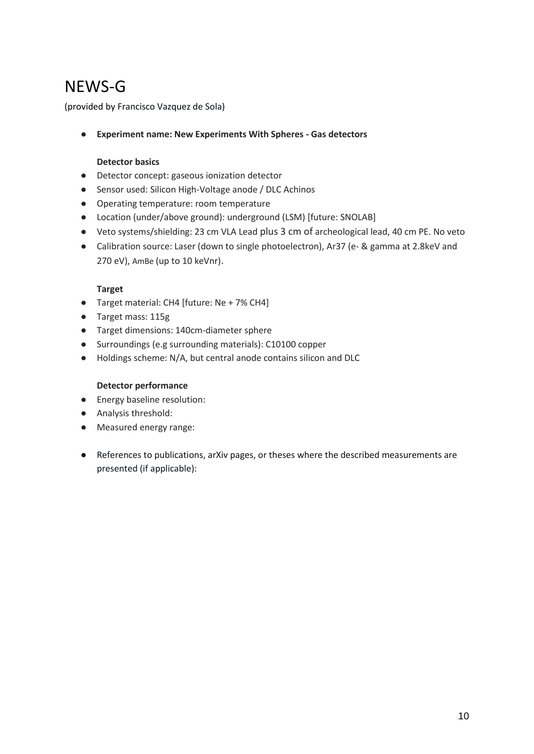# NEWS-G

(provided by Francisco Vazquez de Sola)

- **Experiment name: New Experiments With Spheres - Gas detectors**

  **Detector basics**

- Detector concept: gaseous ionization detector
- Sensor used: Silicon High-Voltage anode / DLC Achinos
- Operating temperature: room temperature
- Location (under/above ground): underground (LSM) [future: SNOLAB]
- Veto systems/shielding: 23 cm VLA Lead plus 3 cm of archeological lead, 40 cm PE. No veto
- Calibration source: Laser (down to single photoelectron), Ar37 (e- & gamma at 2.8keV and 270 eV), AmBe (up to 10 keVnr).

  **Target**

- Target material: $CH_4$ [future: Ne + 7% $CH_4$]
- Target mass: 115g
- Target dimensions: 140cm-diameter sphere
- Surroundings (e.g surrounding materials): C10100 copper
- Holdings scheme: N/A, but central anode contains silicon and DLC

  **Detector performance**

- Energy baseline resolution:
- Analysis threshold:
- Measured energy range:

- References to publications, arXiv pages, or theses where the described measurements are presented (if applicable):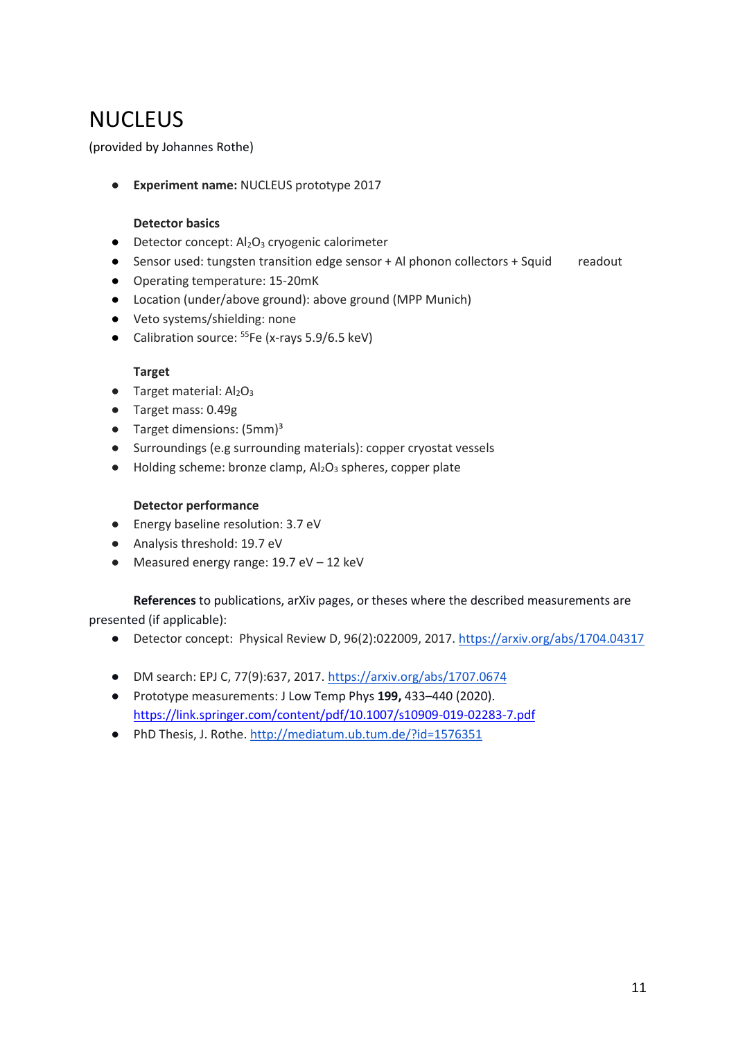# NUCLEUS

(provided by Johannes Rothe)

- **Experiment name:** NUCLEUS prototype 2017

**Detector basics**

- Detector concept: $Al_2O_3$ cryogenic calorimeter
- Sensor used: tungsten transition edge sensor + Al phonon collectors + Squid readout
- Operating temperature: 15-20mK
- Location (under/above ground): above ground (MPP Munich)
- Veto systems/shielding: none
- Calibration source: $^{55}Fe$ (x-rays 5.9/6.5 keV)

**Target**

- Target material: $Al_2O_3$
- Target mass: 0.49g
- Target dimensions: $(5mm)^3$
- Surroundings (e.g surrounding materials): copper cryostat vessels
- Holding scheme: bronze clamp, $Al_2O_3$ spheres, copper plate

**Detector performance**

- Energy baseline resolution: 3.7 eV
- Analysis threshold: 19.7 eV
- Measured energy range: 19.7 eV – 12 keV

**References** to publications, arXiv pages, or theses where the described measurements are presented (if applicable):

- Detector concept: Physical Review D, 96(2):022009, 2017. https://arxiv.org/abs/1704.04317
- DM search: EPJ C, 77(9):637, 2017. https://arxiv.org/abs/1707.0674
- Prototype measurements: J Low Temp Phys **199,** 433–440 (2020). https://link.springer.com/content/pdf/10.1007/s10909-019-02283-7.pdf
- PhD Thesis, J. Rothe. http://mediatum.ub.tum.de/?id=1576351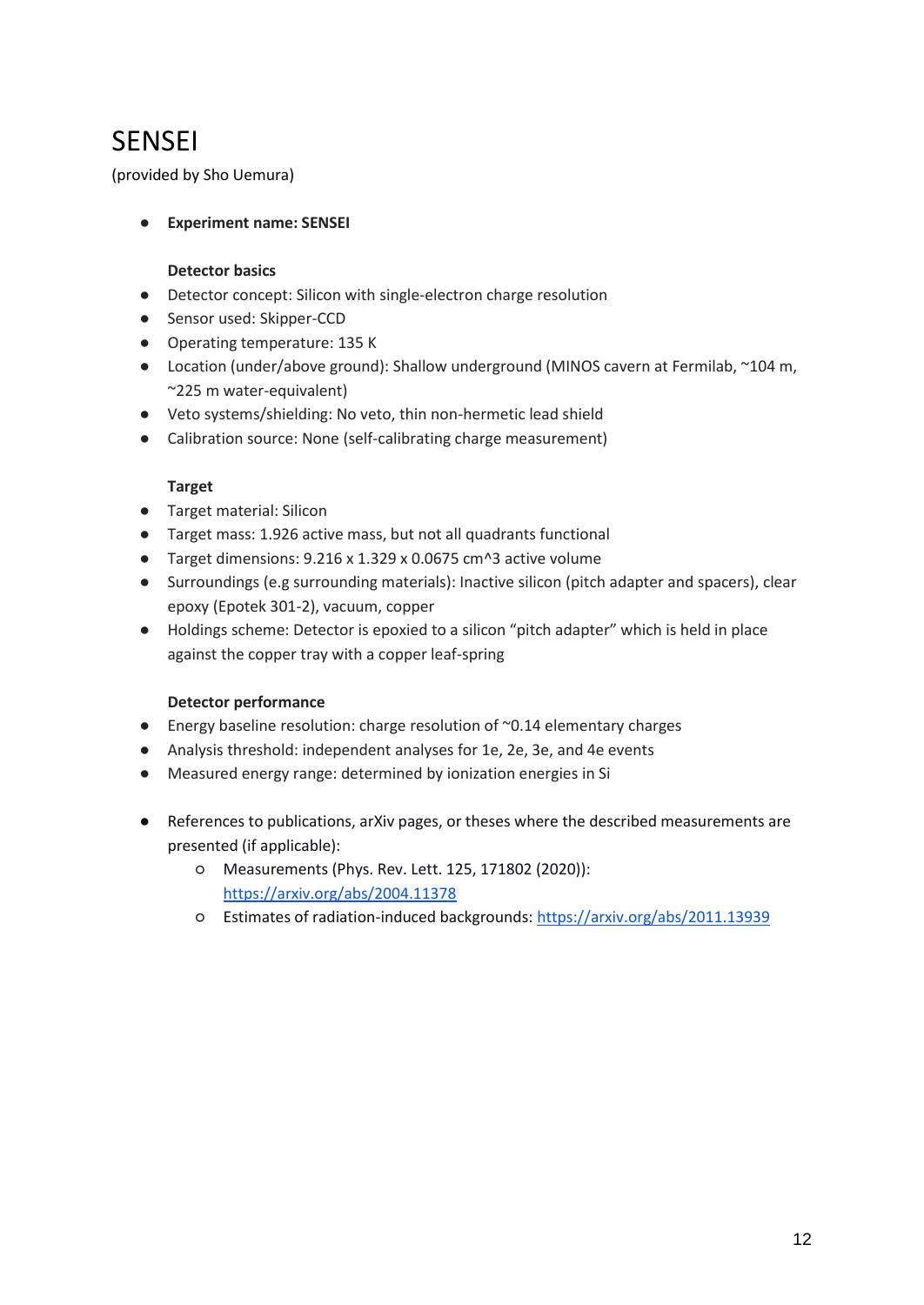# SENSEI

(provided by Sho Uemura)

- **Experiment name: SENSEI**

  **Detector basics**

- Detector concept: Silicon with single-electron charge resolution
- Sensor used: Skipper-CCD
- Operating temperature: 135 K
- Location (under/above ground): Shallow underground (MINOS cavern at Fermilab, ~104 m, ~225 m water-equivalent)
- Veto systems/shielding: No veto, thin non-hermetic lead shield
- Calibration source: None (self-calibrating charge measurement)

  **Target**

- Target material: Silicon
- Target mass: 1.926 active mass, but not all quadrants functional
- Target dimensions: 9.216 x 1.329 x 0.0675 cm^3 active volume
- Surroundings (e.g surrounding materials): Inactive silicon (pitch adapter and spacers), clear epoxy (Epotek 301-2), vacuum, copper
- Holdings scheme: Detector is epoxied to a silicon "pitch adapter" which is held in place against the copper tray with a copper leaf-spring

  **Detector performance**

- Energy baseline resolution: charge resolution of ~0.14 elementary charges
- Analysis threshold: independent analyses for 1e, 2e, 3e, and 4e events
- Measured energy range: determined by ionization energies in Si

- References to publications, arXiv pages, or theses where the described measurements are presented (if applicable):
  - Measurements (Phys. Rev. Lett. 125, 171802 (2020)): https://arxiv.org/abs/2004.11378
  - Estimates of radiation-induced backgrounds: https://arxiv.org/abs/2011.13939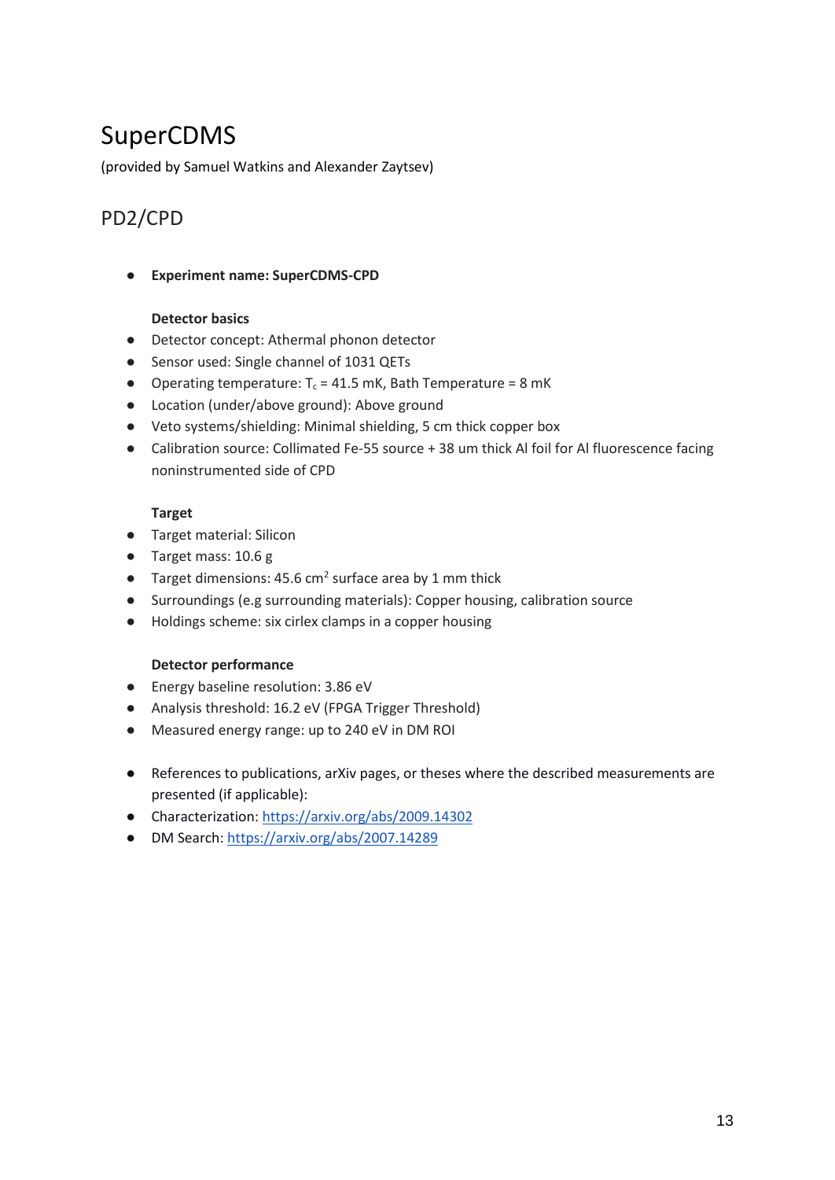# SuperCDMS

(provided by Samuel Watkins and Alexander Zaytsev)

## PD2/CPD

- **Experiment name: SuperCDMS-CPD**

  **Detector basics**

- Detector concept: Athermal phonon detector
- Sensor used: Single channel of 1031 QETs
- Operating temperature: $T_c$ = 41.5 mK, Bath Temperature = 8 mK
- Location (under/above ground): Above ground
- Veto systems/shielding: Minimal shielding, 5 cm thick copper box
- Calibration source: Collimated Fe-55 source + 38 um thick Al foil for Al fluorescence facing noninstrumented side of CPD

  **Target**

- Target material: Silicon
- Target mass: 10.6 g
- Target dimensions: 45.6 $cm^2$ surface area by 1 mm thick
- Surroundings (e.g surrounding materials): Copper housing, calibration source
- Holdings scheme: six cirlex clamps in a copper housing

  **Detector performance**

- Energy baseline resolution: 3.86 eV
- Analysis threshold: 16.2 eV (FPGA Trigger Threshold)
- Measured energy range: up to 240 eV in DM ROI

- References to publications, arXiv pages, or theses where the described measurements are presented (if applicable):
- Characterization: https://arxiv.org/abs/2009.14302
- DM Search: https://arxiv.org/abs/2007.14289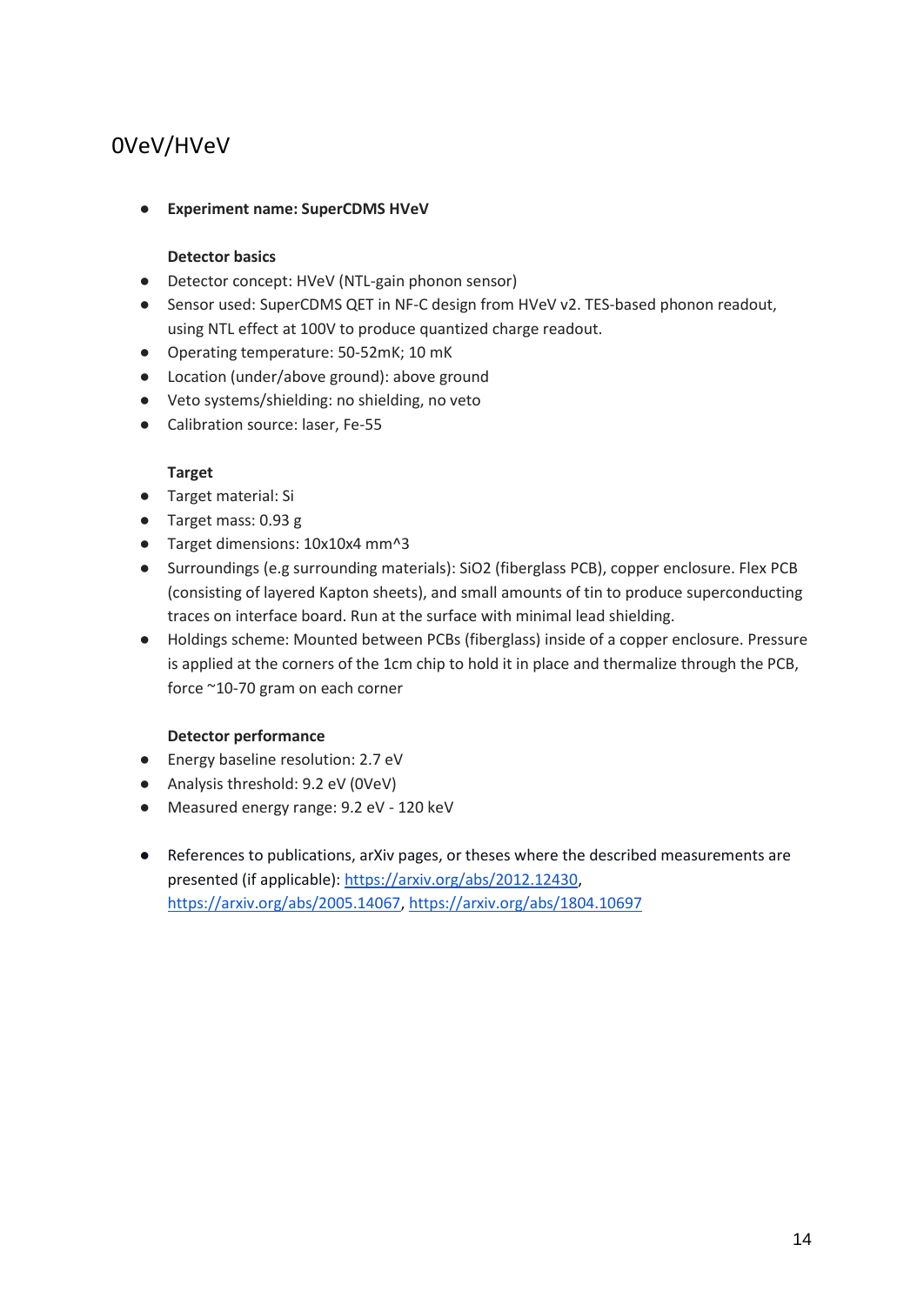## 0VeV/HVeV

- **Experiment name: SuperCDMS HVeV**

  **Detector basics**

- Detector concept: HVeV (NTL-gain phonon sensor)
- Sensor used: SuperCDMS QET in NF-C design from HVeV v2. TES-based phonon readout, using NTL effect at 100V to produce quantized charge readout.
- Operating temperature: 50-52mK; 10 mK
- Location (under/above ground): above ground
- Veto systems/shielding: no shielding, no veto
- Calibration source: laser, Fe-55

  **Target**

- Target material: Si
- Target mass: 0.93 g
- Target dimensions: 10x10x4 mm^3
- Surroundings (e.g surrounding materials): $SiO_2$ (fiberglass PCB), copper enclosure. Flex PCB (consisting of layered Kapton sheets), and small amounts of tin to produce superconducting traces on interface board. Run at the surface with minimal lead shielding.
- Holdings scheme: Mounted between PCBs (fiberglass) inside of a copper enclosure. Pressure is applied at the corners of the 1cm chip to hold it in place and thermalize through the PCB, force ~10-70 gram on each corner

  **Detector performance**

- Energy baseline resolution: 2.7 eV
- Analysis threshold: 9.2 eV (0VeV)
- Measured energy range: 9.2 eV - 120 keV

- References to publications, arXiv pages, or theses where the described measurements are presented (if applicable): https://arxiv.org/abs/2012.12430, https://arxiv.org/abs/2005.14067, https://arxiv.org/abs/1804.10697